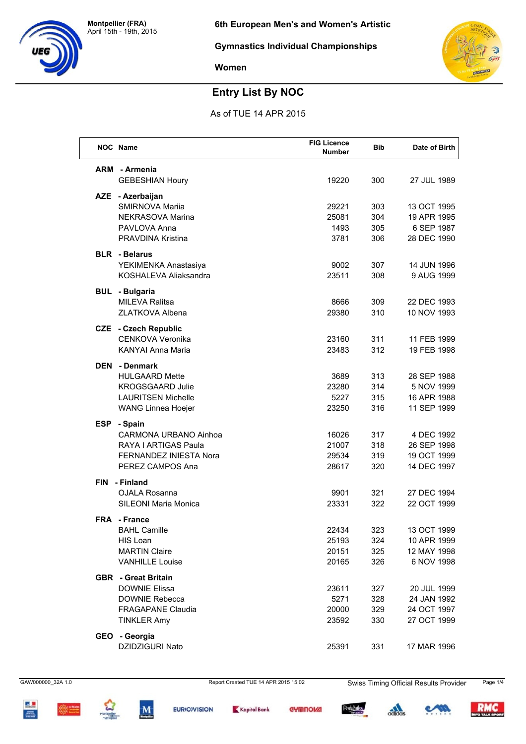Montpellier (FRA)
April 15th - 19th, 2015

# 6th European Men's and Women's Artistic Gymnastics Individual Championships

## Women

## Entry List By NOC

As of TUE 14 APR 2015

| NOC | Name | FIG Licence Number | Bib | Date of Birth |
|---|---|---|---|---|
| **ARM** | **- Armenia** | | | |
| | GEBESHIAN Houry | 19220 | 300 | 27 JUL 1989 |
| **AZE** | **- Azerbaijan** | | | |
| | SMIRNOVA Mariia | 29221 | 303 | 13 OCT 1995 |
| | NEKRASOVA Marina | 25081 | 304 | 19 APR 1995 |
| | PAVLOVA Anna | 1493 | 305 | 6 SEP 1987 |
| | PRAVDINA Kristina | 3781 | 306 | 28 DEC 1990 |
| **BLR** | **- Belarus** | | | |
| | YEKIMENKA Anastasiya | 9002 | 307 | 14 JUN 1996 |
| | KOSHALEVA Aliaksandra | 23511 | 308 | 9 AUG 1999 |
| **BUL** | **- Bulgaria** | | | |
| | MILEVA Ralitsa | 8666 | 309 | 22 DEC 1993 |
| | ZLATKOVA Albena | 29380 | 310 | 10 NOV 1993 |
| **CZE** | **- Czech Republic** | | | |
| | CENKOVA Veronika | 23160 | 311 | 11 FEB 1999 |
| | KANYAI Anna Maria | 23483 | 312 | 19 FEB 1998 |
| **DEN** | **- Denmark** | | | |
| | HULGAARD Mette | 3689 | 313 | 28 SEP 1988 |
| | KROGSGAARD Julie | 23280 | 314 | 5 NOV 1999 |
| | LAURITSEN Michelle | 5227 | 315 | 16 APR 1988 |
| | WANG Linnea Hoejer | 23250 | 316 | 11 SEP 1999 |
| **ESP** | **- Spain** | | | |
| | CARMONA URBANO Ainhoa | 16026 | 317 | 4 DEC 1992 |
| | RAYA I ARTIGAS Paula | 21007 | 318 | 26 SEP 1998 |
| | FERNANDEZ INIESTA Nora | 29534 | 319 | 19 OCT 1999 |
| | PEREZ CAMPOS Ana | 28617 | 320 | 14 DEC 1997 |
| **FIN** | **- Finland** | | | |
| | OJALA Rosanna | 9901 | 321 | 27 DEC 1994 |
| | SILEONI Maria Monica | 23331 | 322 | 22 OCT 1999 |
| **FRA** | **- France** | | | |
| | BAHL Camille | 22434 | 323 | 13 OCT 1999 |
| | HIS Loan | 25193 | 324 | 10 APR 1999 |
| | MARTIN Claire | 20151 | 325 | 12 MAY 1998 |
| | VANHILLE Louise | 20165 | 326 | 6 NOV 1998 |
| **GBR** | **- Great Britain** | | | |
| | DOWNIE Elissa | 23611 | 327 | 20 JUL 1999 |
| | DOWNIE Rebecca | 5271 | 328 | 24 JAN 1992 |
| | FRAGAPANE Claudia | 20000 | 329 | 24 OCT 1997 |
| | TINKLER Amy | 23592 | 330 | 27 OCT 1999 |
| **GEO** | **- Georgia** | | | |
| | DZIDZIGURI Nato | 25391 | 331 | 17 MAR 1996 |

GAW000000_32A 1.0 Report Created TUE 14 APR 2015 15:02 Swiss Timing Official Results Provider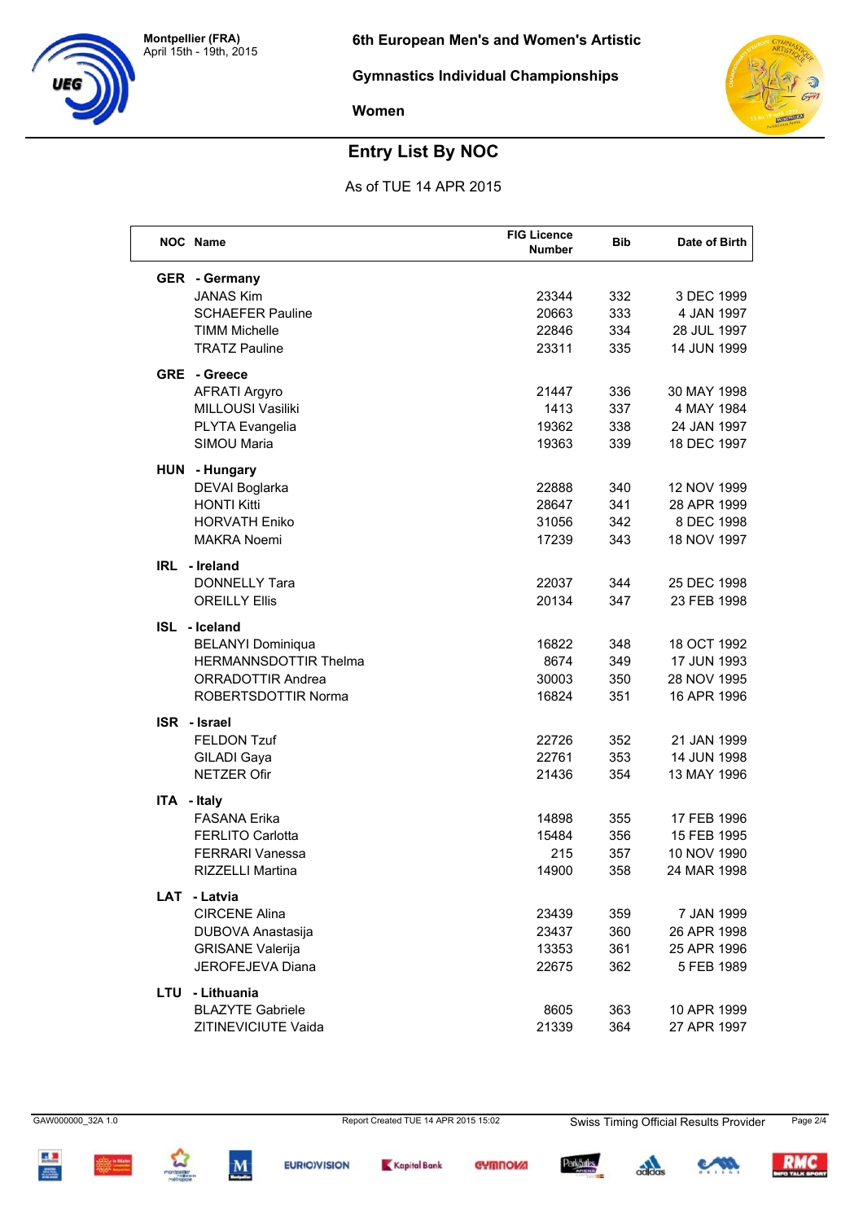Montpellier (FRA)
April 15th - 19th, 2015

# 6th European Men's and Women's Artistic Gymnastics Individual Championships

## Women

## Entry List By NOC

As of TUE 14 APR 2015

| NOC | Name | FIG Licence Number | Bib | Date of Birth |
|---|---|---|---|---|
| **GER** | **- Germany** | | | |
| | JANAS Kim | 23344 | 332 | 3 DEC 1999 |
| | SCHAEFER Pauline | 20663 | 333 | 4 JAN 1997 |
| | TIMM Michelle | 22846 | 334 | 28 JUL 1997 |
| | TRATZ Pauline | 23311 | 335 | 14 JUN 1999 |
| **GRE** | **- Greece** | | | |
| | AFRATI Argyro | 21447 | 336 | 30 MAY 1998 |
| | MILLOUSI Vasiliki | 1413 | 337 | 4 MAY 1984 |
| | PLYTA Evangelia | 19362 | 338 | 24 JAN 1997 |
| | SIMOU Maria | 19363 | 339 | 18 DEC 1997 |
| **HUN** | **- Hungary** | | | |
| | DEVAI Boglarka | 22888 | 340 | 12 NOV 1999 |
| | HONTI Kitti | 28647 | 341 | 28 APR 1999 |
| | HORVATH Eniko | 31056 | 342 | 8 DEC 1998 |
| | MAKRA Noemi | 17239 | 343 | 18 NOV 1997 |
| **IRL** | **- Ireland** | | | |
| | DONNELLY Tara | 22037 | 344 | 25 DEC 1998 |
| | OREILLY Ellis | 20134 | 347 | 23 FEB 1998 |
| **ISL** | **- Iceland** | | | |
| | BELANYI Dominiqua | 16822 | 348 | 18 OCT 1992 |
| | HERMANNSDOTTIR Thelma | 8674 | 349 | 17 JUN 1993 |
| | ORRADOTTIR Andrea | 30003 | 350 | 28 NOV 1995 |
| | ROBERTSDOTTIR Norma | 16824 | 351 | 16 APR 1996 |
| **ISR** | **- Israel** | | | |
| | FELDON Tzuf | 22726 | 352 | 21 JAN 1999 |
| | GILADI Gaya | 22761 | 353 | 14 JUN 1998 |
| | NETZER Ofir | 21436 | 354 | 13 MAY 1996 |
| **ITA** | **- Italy** | | | |
| | FASANA Erika | 14898 | 355 | 17 FEB 1996 |
| | FERLITO Carlotta | 15484 | 356 | 15 FEB 1995 |
| | FERRARI Vanessa | 215 | 357 | 10 NOV 1990 |
| | RIZZELLI Martina | 14900 | 358 | 24 MAR 1998 |
| **LAT** | **- Latvia** | | | |
| | CIRCENE Alina | 23439 | 359 | 7 JAN 1999 |
| | DUBOVA Anastasija | 23437 | 360 | 26 APR 1998 |
| | GRISANE Valerija | 13353 | 361 | 25 APR 1996 |
| | JEROFEJEVA Diana | 22675 | 362 | 5 FEB 1989 |
| **LTU** | **- Lithuania** | | | |
| | BLAZYTE Gabriele | 8605 | 363 | 10 APR 1999 |
| | ZITINEVICIUTE Vaida | 21339 | 364 | 27 APR 1997 |

GAW000000_32A 1.0 Report Created TUE 14 APR 2015 15:02 Swiss Timing Official Results Provider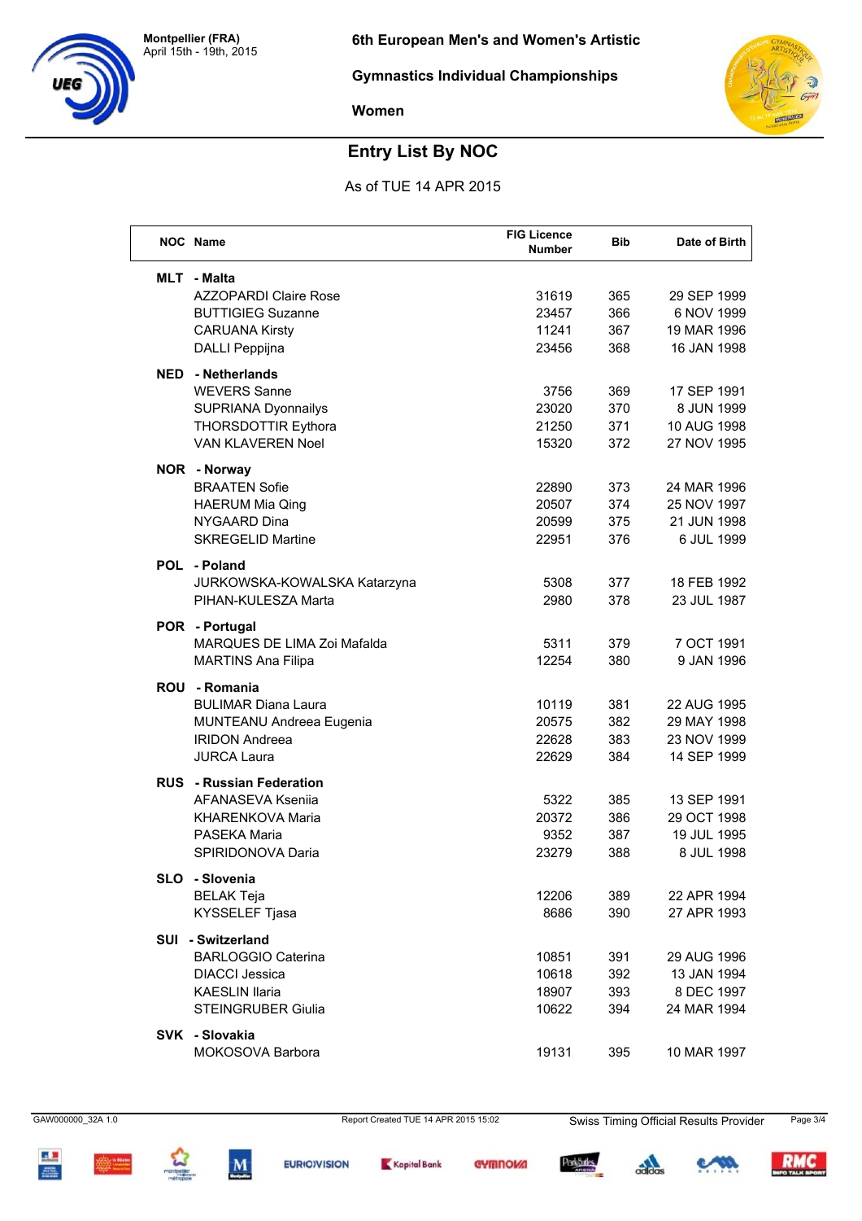Montpellier (FRA)
April 15th - 19th, 2015

# 6th European Men's and Women's Artistic Gymnastics Individual Championships

## Women

## Entry List By NOC

As of TUE 14 APR 2015

| NOC | Name | FIG Licence Number | Bib | Date of Birth |
|---|---|---|---|---|
| **MLT** | **- Malta** | | | |
| | AZZOPARDI Claire Rose | 31619 | 365 | 29 SEP 1999 |
| | BUTTIGIEG Suzanne | 23457 | 366 | 6 NOV 1999 |
| | CARUANA Kirsty | 11241 | 367 | 19 MAR 1996 |
| | DALLI Peppijna | 23456 | 368 | 16 JAN 1998 |
| **NED** | **- Netherlands** | | | |
| | WEVERS Sanne | 3756 | 369 | 17 SEP 1991 |
| | SUPRIANA Dyonnailys | 23020 | 370 | 8 JUN 1999 |
| | THORSDOTTIR Eythora | 21250 | 371 | 10 AUG 1998 |
| | VAN KLAVEREN Noel | 15320 | 372 | 27 NOV 1995 |
| **NOR** | **- Norway** | | | |
| | BRAATEN Sofie | 22890 | 373 | 24 MAR 1996 |
| | HAERUM Mia Qing | 20507 | 374 | 25 NOV 1997 |
| | NYGAARD Dina | 20599 | 375 | 21 JUN 1998 |
| | SKREGELID Martine | 22951 | 376 | 6 JUL 1999 |
| **POL** | **- Poland** | | | |
| | JURKOWSKA-KOWALSKA Katarzyna | 5308 | 377 | 18 FEB 1992 |
| | PIHAN-KULESZA Marta | 2980 | 378 | 23 JUL 1987 |
| **POR** | **- Portugal** | | | |
| | MARQUES DE LIMA Zoi Mafalda | 5311 | 379 | 7 OCT 1991 |
| | MARTINS Ana Filipa | 12254 | 380 | 9 JAN 1996 |
| **ROU** | **- Romania** | | | |
| | BULIMAR Diana Laura | 10119 | 381 | 22 AUG 1995 |
| | MUNTEANU Andreea Eugenia | 20575 | 382 | 29 MAY 1998 |
| | IRIDON Andreea | 22628 | 383 | 23 NOV 1999 |
| | JURCA Laura | 22629 | 384 | 14 SEP 1999 |
| **RUS** | **- Russian Federation** | | | |
| | AFANASEVA Kseniia | 5322 | 385 | 13 SEP 1991 |
| | KHARENKOVA Maria | 20372 | 386 | 29 OCT 1998 |
| | PASEKA Maria | 9352 | 387 | 19 JUL 1995 |
| | SPIRIDONOVA Daria | 23279 | 388 | 8 JUL 1998 |
| **SLO** | **- Slovenia** | | | |
| | BELAK Teja | 12206 | 389 | 22 APR 1994 |
| | KYSSELEF Tjasa | 8686 | 390 | 27 APR 1993 |
| **SUI** | **- Switzerland** | | | |
| | BARLOGGIO Caterina | 10851 | 391 | 29 AUG 1996 |
| | DIACCI Jessica | 10618 | 392 | 13 JAN 1994 |
| | KAESLIN Ilaria | 18907 | 393 | 8 DEC 1997 |
| | STEINGRUBER Giulia | 10622 | 394 | 24 MAR 1994 |
| **SVK** | **- Slovakia** | | | |
| | MOKOSOVA Barbora | 19131 | 395 | 10 MAR 1997 |

GAW000000_32A 1.0 Report Created TUE 14 APR 2015 15:02 Swiss Timing Official Results Provider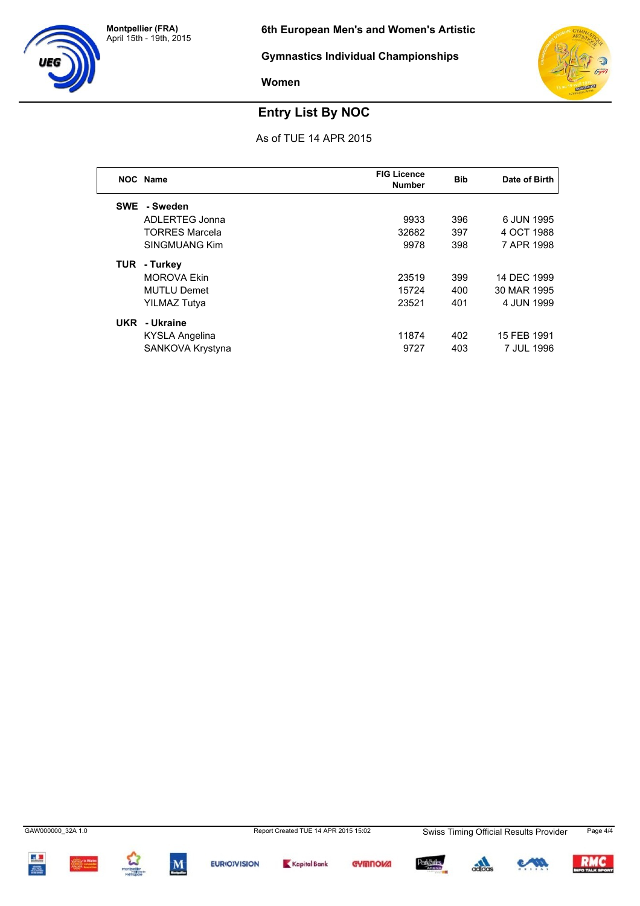## Entry List By NOC

As of TUE 14 APR 2015

| NOC | Name | FIG Licence Number | Bib | Date of Birth |
|---|---|---|---|---|
| **SWE** | **- Sweden** | | | |
| | ADLERTEG Jonna | 9933 | 396 | 6 JUN 1995 |
| | TORRES Marcela | 32682 | 397 | 4 OCT 1988 |
| | SINGMUANG Kim | 9978 | 398 | 7 APR 1998 |
| **TUR** | **- Turkey** | | | |
| | MOROVA Ekin | 23519 | 399 | 14 DEC 1999 |
| | MUTLU Demet | 15724 | 400 | 30 MAR 1995 |
| | YILMAZ Tutya | 23521 | 401 | 4 JUN 1999 |
| **UKR** | **- Ukraine** | | | |
| | KYSLA Angelina | 11874 | 402 | 15 FEB 1991 |
| | SANKOVA Krystyna | 9727 | 403 | 7 JUL 1996 |